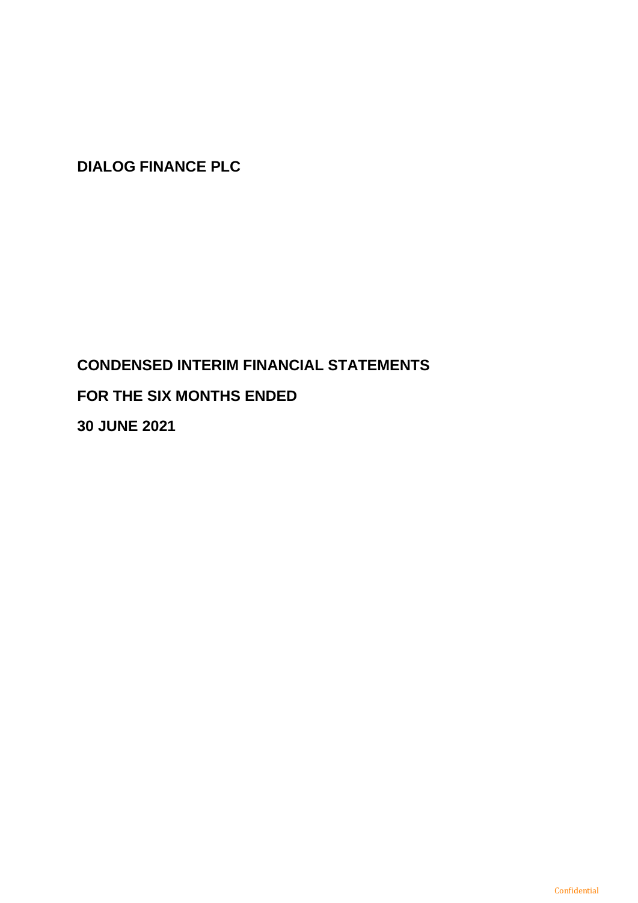# DIALOG FINANCE PLC

## CONDENSED INTERIM FINANCIAL STATEMENTS

## FOR THE SIX MONTHS ENDED

## 30 JUNE 2021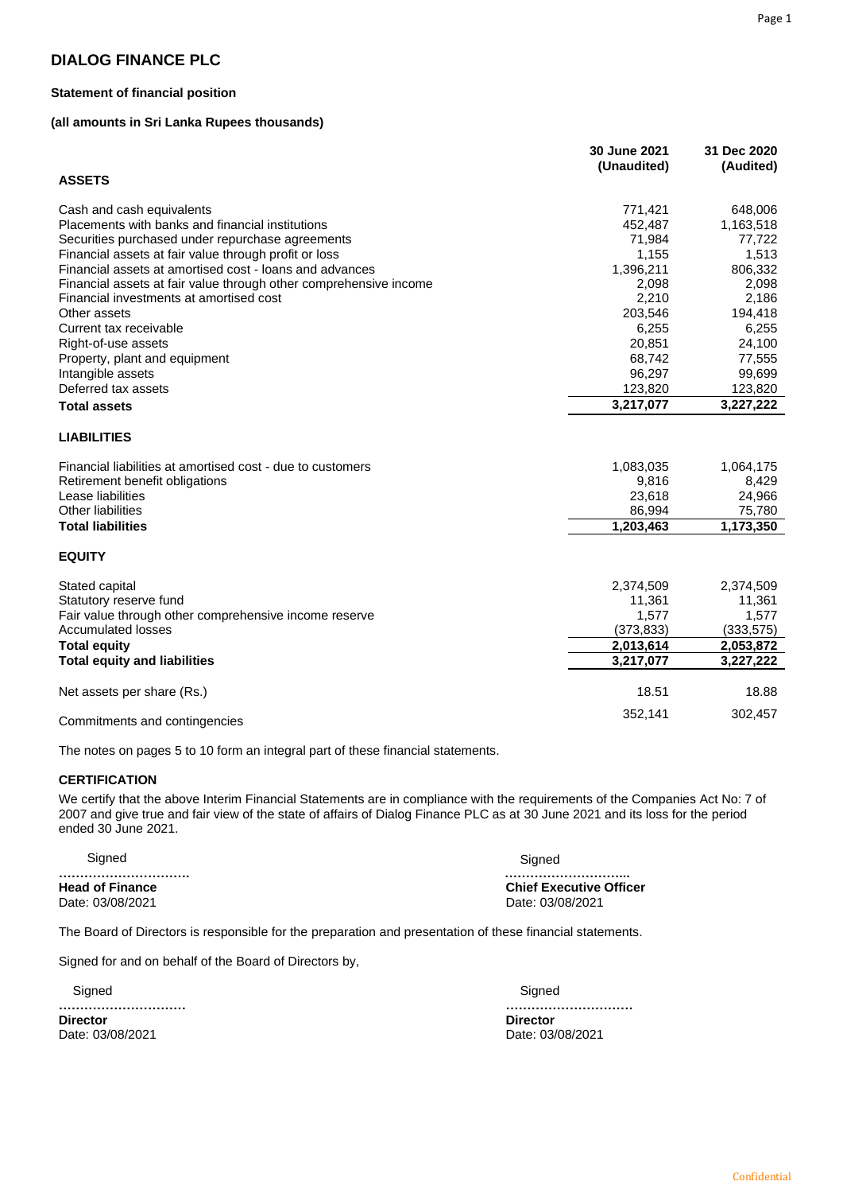# DIALOG FINANCE PLC

**Statement of financial position**

**(all amounts in Sri Lanka Rupees thousands)**

| | 30 June 2021 (Unaudited) | 31 Dec 2020 (Audited) |
|---|---|---|
| **ASSETS** | | |
| Cash and cash equivalents | 771,421 | 648,006 |
| Placements with banks and financial institutions | 452,487 | 1,163,518 |
| Securities purchased under repurchase agreements | 71,984 | 77,722 |
| Financial assets at fair value through profit or loss | 1,155 | 1,513 |
| Financial assets at amortised cost - loans and advances | 1,396,211 | 806,332 |
| Financial assets at fair value through other comprehensive income | 2,098 | 2,098 |
| Financial investments at amortised cost | 2,210 | 2,186 |
| Other assets | 203,546 | 194,418 |
| Current tax receivable | 6,255 | 6,255 |
| Right-of-use assets | 20,851 | 24,100 |
| Property, plant and equipment | 68,742 | 77,555 |
| Intangible assets | 96,297 | 99,699 |
| Deferred tax assets | 123,820 | 123,820 |
| **Total assets** | **3,217,077** | **3,227,222** |
| **LIABILITIES** | | |
| Financial liabilities at amortised cost - due to customers | 1,083,035 | 1,064,175 |
| Retirement benefit obligations | 9,816 | 8,429 |
| Lease liabilities | 23,618 | 24,966 |
| Other liabilities | 86,994 | 75,780 |
| **Total liabilities** | **1,203,463** | **1,173,350** |
| **EQUITY** | | |
| Stated capital | 2,374,509 | 2,374,509 |
| Statutory reserve fund | 11,361 | 11,361 |
| Fair value through other comprehensive income reserve | 1,577 | 1,577 |
| Accumulated losses | (373,833) | (333,575) |
| **Total equity** | **2,013,614** | **2,053,872** |
| **Total equity and liabilities** | **3,217,077** | **3,227,222** |
| Net assets per share (Rs.) | 18.51 | 18.88 |
| Commitments and contingencies | 352,141 | 302,457 |

The notes on pages 5 to 10 form an integral part of these financial statements.

**CERTIFICATION**

We certify that the above Interim Financial Statements are in compliance with the requirements of the Companies Act No: 7 of 2007 and give true and fair view of the state of affairs of Dialog Finance PLC as at 30 June 2021 and its loss for the period ended 30 June 2021.

Signed
…………………………
**Head of Finance**
Date: 03/08/2021

Signed
………………………...
**Chief Executive Officer**
Date: 03/08/2021

The Board of Directors is responsible for the preparation and presentation of these financial statements.

Signed for and on behalf of the Board of Directors by,

Signed
…………………………
**Director**
Date: 03/08/2021

Signed
…………………………
**Director**
Date: 03/08/2021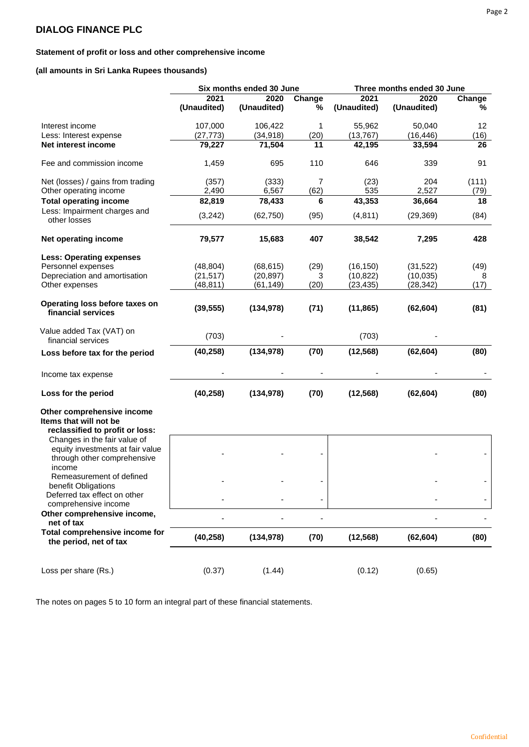## DIALOG FINANCE PLC

**Statement of profit or loss and other comprehensive income**

**(all amounts in Sri Lanka Rupees thousands)**

| | Six months ended 30 June | | | Three months ended 30 June | | |
|---|---|---|---|---|---|---|
| | **2021 (Unaudited)** | **2020 (Unaudited)** | **Change %** | **2021 (Unaudited)** | **2020 (Unaudited)** | **Change %** |
| Interest income | 107,000 | 106,422 | 1 | 55,962 | 50,040 | 12 |
| Less: Interest expense | (27,773) | (34,918) | (20) | (13,767) | (16,446) | (16) |
| **Net interest income** | **79,227** | **71,504** | **11** | **42,195** | **33,594** | **26** |
| Fee and commission income | 1,459 | 695 | 110 | 646 | 339 | 91 |
| Net (losses) / gains from trading | (357) | (333) | 7 | (23) | 204 | (111) |
| Other operating income | 2,490 | 6,567 | (62) | 535 | 2,527 | (79) |
| **Total operating income** | **82,819** | **78,433** | **6** | **43,353** | **36,664** | **18** |
| Less: Impairment charges and other losses | (3,242) | (62,750) | (95) | (4,811) | (29,369) | (84) |
| **Net operating income** | **79,577** | **15,683** | **407** | **38,542** | **7,295** | **428** |
| **Less: Operating expenses** | | | | | | |
| Personnel expenses | (48,804) | (68,615) | (29) | (16,150) | (31,522) | (49) |
| Depreciation and amortisation | (21,517) | (20,897) | 3 | (10,822) | (10,035) | 8 |
| Other expenses | (48,811) | (61,149) | (20) | (23,435) | (28,342) | (17) |
| **Operating loss before taxes on financial services** | **(39,555)** | **(134,978)** | **(71)** | **(11,865)** | **(62,604)** | **(81)** |
| Value added Tax (VAT) on financial services | (703) | - | | (703) | - | |
| **Loss before tax for the period** | **(40,258)** | **(134,978)** | **(70)** | **(12,568)** | **(62,604)** | **(80)** |
| Income tax expense | - | - | - | - | - | - |
| **Loss for the period** | **(40,258)** | **(134,978)** | **(70)** | **(12,568)** | **(62,604)** | **(80)** |
| **Other comprehensive income** | | | | | | |
| **Items that will not be reclassified to profit or loss:** | | | | | | |
| Changes in the fair value of equity investments at fair value through other comprehensive income | - | - | - | | - | - |
| Remeasurement of defined benefit Obligations | - | - | - | | - | - |
| Deferred tax effect on other comprehensive income | - | - | - | | - | - |
| **Other comprehensive income, net of tax** | - | - | - | | - | - |
| **Total comprehensive income for the period, net of tax** | **(40,258)** | **(134,978)** | **(70)** | **(12,568)** | **(62,604)** | **(80)** |
| Loss per share (Rs.) | (0.37) | (1.44) | | (0.12) | (0.65) | |

The notes on pages 5 to 10 form an integral part of these financial statements.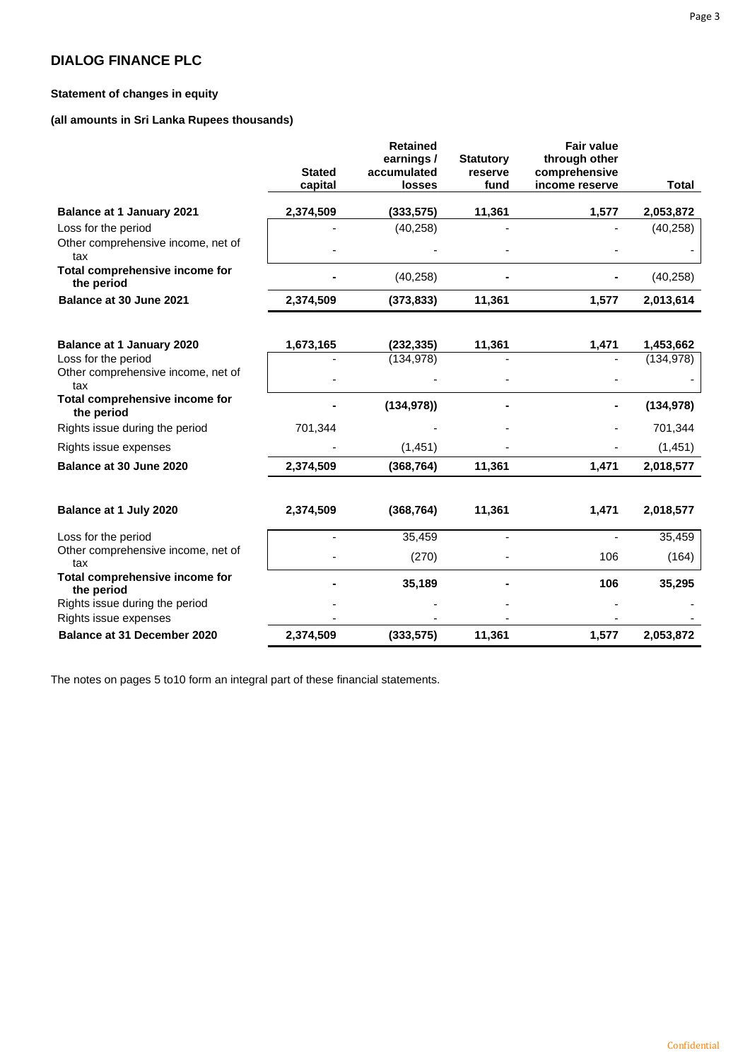# DIALOG FINANCE PLC

**Statement of changes in equity**

**(all amounts in Sri Lanka Rupees thousands)**

| | Stated capital | Retained earnings / accumulated losses | Statutory reserve fund | Fair value through other comprehensive income reserve | Total |
|---|---|---|---|---|---|
| **Balance at 1 January 2021** | **2,374,509** | **(333,575)** | **11,361** | **1,577** | **2,053,872** |
| Loss for the period | - | (40,258) | - | - | (40,258) |
| Other comprehensive income, net of tax | - | - | - | - | - |
| **Total comprehensive income for the period** | **-** | (40,258) | **-** | **-** | (40,258) |
| **Balance at 30 June 2021** | **2,374,509** | **(373,833)** | **11,361** | **1,577** | **2,013,614** |
| | | | | | |
| **Balance at 1 January 2020** | **1,673,165** | **(232,335)** | **11,361** | **1,471** | **1,453,662** |
| Loss for the period | - | (134,978) | - | - | (134,978) |
| Other comprehensive income, net of tax | - | - | - | - | - |
| **Total comprehensive income for the period** | **-** | **(134,978))** | **-** | **-** | **(134,978)** |
| Rights issue during the period | 701,344 | - | - | - | 701,344 |
| Rights issue expenses | - | (1,451) | - | - | (1,451) |
| **Balance at 30 June 2020** | **2,374,509** | **(368,764)** | **11,361** | **1,471** | **2,018,577** |
| | | | | | |
| **Balance at 1 July 2020** | **2,374,509** | **(368,764)** | **11,361** | **1,471** | **2,018,577** |
| Loss for the period | - | 35,459 | - | - | 35,459 |
| Other comprehensive income, net of tax | - | (270) | - | 106 | (164) |
| **Total comprehensive income for the period** | **-** | **35,189** | **-** | **106** | **35,295** |
| Rights issue during the period | - | - | - | - | - |
| Rights issue expenses | - | - | - | - | - |
| **Balance at 31 December 2020** | **2,374,509** | **(333,575)** | **11,361** | **1,577** | **2,053,872** |

The notes on pages 5 to10 form an integral part of these financial statements.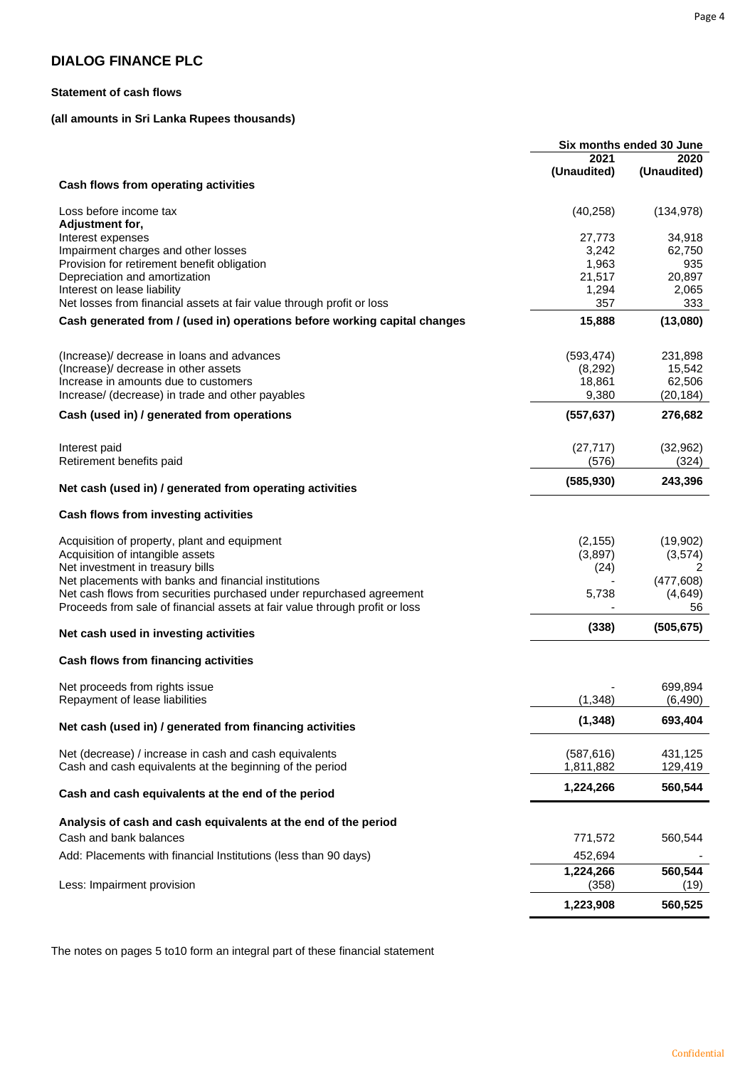# DIALOG FINANCE PLC

**Statement of cash flows**

**(all amounts in Sri Lanka Rupees thousands)**

| | Six months ended 30 June | |
|---|---|---|
| | **2021 (Unaudited)** | **2020 (Unaudited)** |
| **Cash flows from operating activities** | | |
| Loss before income tax | (40,258) | (134,978) |
| **Adjustment for,** | | |
| Interest expenses | 27,773 | 34,918 |
| Impairment charges and other losses | 3,242 | 62,750 |
| Provision for retirement benefit obligation | 1,963 | 935 |
| Depreciation and amortization | 21,517 | 20,897 |
| Interest on lease liability | 1,294 | 2,065 |
| Net losses from financial assets at fair value through profit or loss | 357 | 333 |
| **Cash generated from / (used in) operations before working capital changes** | **15,888** | **(13,080)** |
| (Increase)/ decrease in loans and advances | (593,474) | 231,898 |
| (Increase)/ decrease in other assets | (8,292) | 15,542 |
| Increase in amounts due to customers | 18,861 | 62,506 |
| Increase/ (decrease) in trade and other payables | 9,380 | (20,184) |
| **Cash (used in) / generated from operations** | **(557,637)** | **276,682** |
| Interest paid | (27,717) | (32,962) |
| Retirement benefits paid | (576) | (324) |
| **Net cash (used in) / generated from operating activities** | **(585,930)** | **243,396** |
| **Cash flows from investing activities** | | |
| Acquisition of property, plant and equipment | (2,155) | (19,902) |
| Acquisition of intangible assets | (3,897) | (3,574) |
| Net investment in treasury bills | (24) | 2 |
| Net placements with banks and financial institutions | - | (477,608) |
| Net cash flows from securities purchased under repurchased agreement | 5,738 | (4,649) |
| Proceeds from sale of financial assets at fair value through profit or loss | - | 56 |
| **Net cash used in investing activities** | **(338)** | **(505,675)** |
| **Cash flows from financing activities** | | |
| Net proceeds from rights issue | - | 699,894 |
| Repayment of lease liabilities | (1,348) | (6,490) |
| **Net cash (used in) / generated from financing activities** | **(1,348)** | **693,404** |
| Net (decrease) / increase in cash and cash equivalents | (587,616) | 431,125 |
| Cash and cash equivalents at the beginning of the period | 1,811,882 | 129,419 |
| **Cash and cash equivalents at the end of the period** | **1,224,266** | **560,544** |
| **Analysis of cash and cash equivalents at the end of the period** | | |
| Cash and bank balances | 771,572 | 560,544 |
| Add: Placements with financial Institutions (less than 90 days) | 452,694 | - |
| | **1,224,266** | **560,544** |
| Less: Impairment provision | (358) | (19) |
| | **1,223,908** | **560,525** |

The notes on pages 5 to10 form an integral part of these financial statement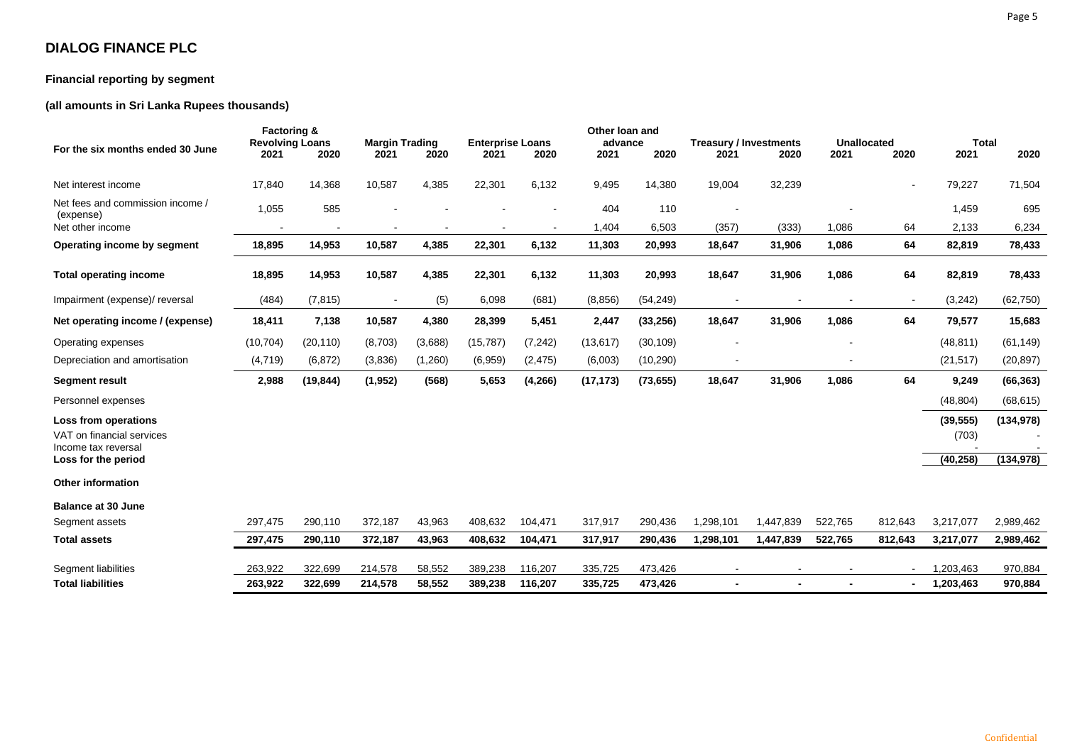# DIALOG FINANCE PLC

### Financial reporting by segment

### (all amounts in Sri Lanka Rupees thousands)

| For the six months ended 30 June | Factoring & Revolving Loans | | Margin Trading | | Enterprise Loans | | Other loan and advance | | Treasury / Investments | | Unallocated | | Total | |
|---|---|---|---|---|---|---|---|---|---|---|---|---|---|---|
| | 2021 | 2020 | 2021 | 2020 | 2021 | 2020 | 2021 | 2020 | 2021 | 2020 | 2021 | 2020 | 2021 | 2020 |
| Net interest income | 17,840 | 14,368 | 10,587 | 4,385 | 22,301 | 6,132 | 9,495 | 14,380 | 19,004 | 32,239 | | - | 79,227 | 71,504 |
| Net fees and commission income / (expense) | 1,055 | 585 | - | - | - | - | 404 | 110 | - | | - | | 1,459 | 695 |
| Net other income | - | - | - | - | - | - | 1,404 | 6,503 | (357) | (333) | 1,086 | 64 | 2,133 | 6,234 |
| **Operating income by segment** | **18,895** | **14,953** | **10,587** | **4,385** | **22,301** | **6,132** | **11,303** | **20,993** | **18,647** | **31,906** | **1,086** | **64** | **82,819** | **78,433** |
| **Total operating income** | **18,895** | **14,953** | **10,587** | **4,385** | **22,301** | **6,132** | **11,303** | **20,993** | **18,647** | **31,906** | **1,086** | **64** | **82,819** | **78,433** |
| Impairment (expense)/ reversal | (484) | (7,815) | - | (5) | 6,098 | (681) | (8,856) | (54,249) | - | - | - | - | (3,242) | (62,750) |
| **Net operating income / (expense)** | **18,411** | **7,138** | **10,587** | **4,380** | **28,399** | **5,451** | **2,447** | **(33,256)** | **18,647** | **31,906** | **1,086** | **64** | **79,577** | **15,683** |
| Operating expenses | (10,704) | (20,110) | (8,703) | (3,688) | (15,787) | (7,242) | (13,617) | (30,109) | - | | - | | (48,811) | (61,149) |
| Depreciation and amortisation | (4,719) | (6,872) | (3,836) | (1,260) | (6,959) | (2,475) | (6,003) | (10,290) | - | | - | | (21,517) | (20,897) |
| **Segment result** | **2,988** | **(19,844)** | **(1,952)** | **(568)** | **5,653** | **(4,266)** | **(17,173)** | **(73,655)** | **18,647** | **31,906** | **1,086** | **64** | **9,249** | **(66,363)** |
| Personnel expenses | | | | | | | | | | | | | (48,804) | (68,615) |
| **Loss from operations** | | | | | | | | | | | | | **(39,555)** | **(134,978)** |
| VAT on financial services | | | | | | | | | | | | | (703) | - |
| Income tax reversal | | | | | | | | | | | | | - | - |
| **Loss for the period** | | | | | | | | | | | | | **(40,258)** | **(134,978)** |
| **Other information** | | | | | | | | | | | | | | |
| **Balance at 30 June** | | | | | | | | | | | | | | |
| Segment assets | 297,475 | 290,110 | 372,187 | 43,963 | 408,632 | 104,471 | 317,917 | 290,436 | 1,298,101 | 1,447,839 | 522,765 | 812,643 | 3,217,077 | 2,989,462 |
| **Total assets** | **297,475** | **290,110** | **372,187** | **43,963** | **408,632** | **104,471** | **317,917** | **290,436** | **1,298,101** | **1,447,839** | **522,765** | **812,643** | **3,217,077** | **2,989,462** |
| Segment liabilities | 263,922 | 322,699 | 214,578 | 58,552 | 389,238 | 116,207 | 335,725 | 473,426 | - | - | - | - | 1,203,463 | 970,884 |
| **Total liabilities** | **263,922** | **322,699** | **214,578** | **58,552** | **389,238** | **116,207** | **335,725** | **473,426** | **-** | **-** | **-** | **-** | **1,203,463** | **970,884** |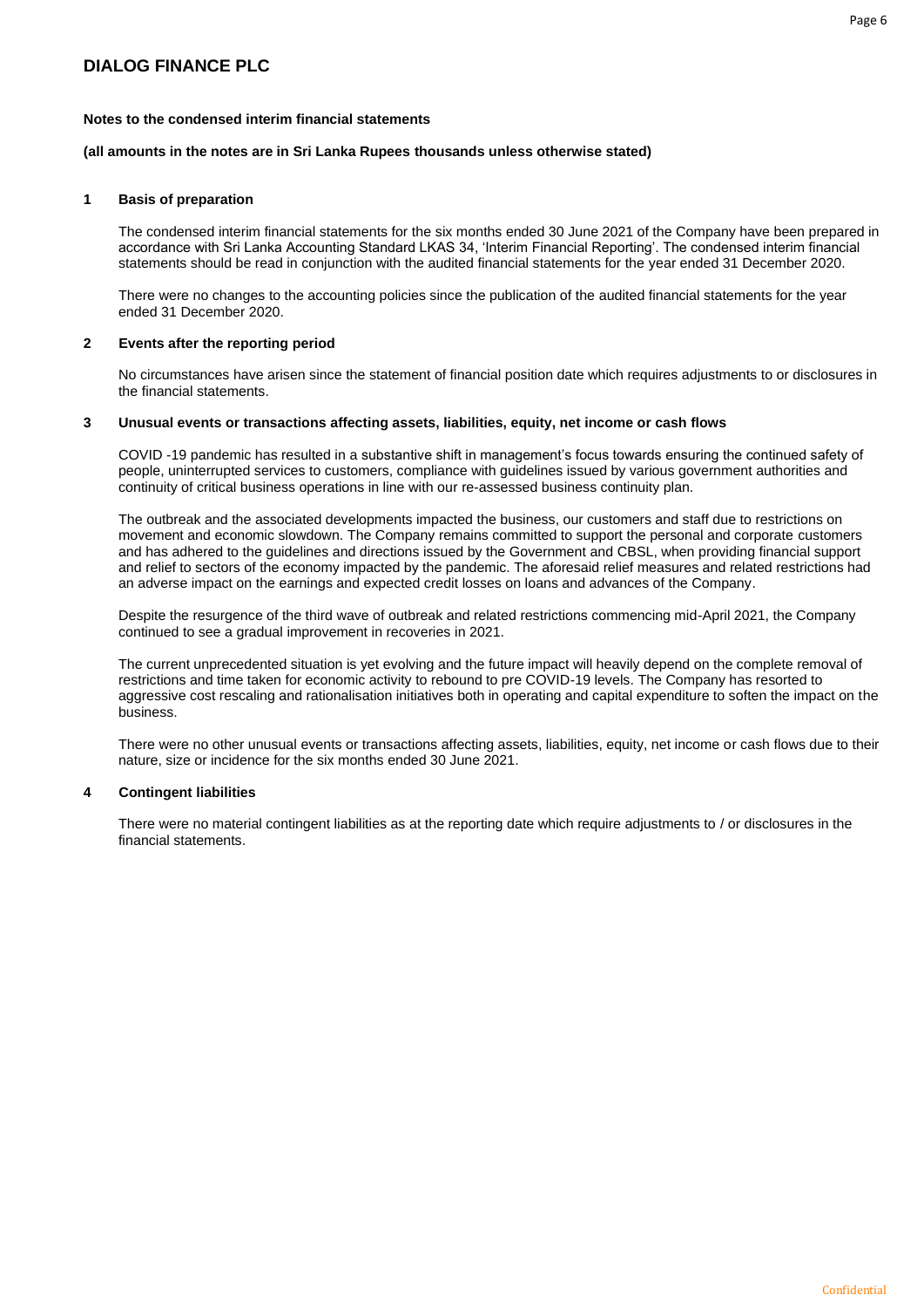# DIALOG FINANCE PLC

**Notes to the condensed interim financial statements**

**(all amounts in the notes are in Sri Lanka Rupees thousands unless otherwise stated)**

## 1 Basis of preparation

The condensed interim financial statements for the six months ended 30 June 2021 of the Company have been prepared in accordance with Sri Lanka Accounting Standard LKAS 34, 'Interim Financial Reporting'. The condensed interim financial statements should be read in conjunction with the audited financial statements for the year ended 31 December 2020.

There were no changes to the accounting policies since the publication of the audited financial statements for the year ended 31 December 2020.

## 2 Events after the reporting period

No circumstances have arisen since the statement of financial position date which requires adjustments to or disclosures in the financial statements.

## 3 Unusual events or transactions affecting assets, liabilities, equity, net income or cash flows

COVID -19 pandemic has resulted in a substantive shift in management's focus towards ensuring the continued safety of people, uninterrupted services to customers, compliance with guidelines issued by various government authorities and continuity of critical business operations in line with our re-assessed business continuity plan.

The outbreak and the associated developments impacted the business, our customers and staff due to restrictions on movement and economic slowdown. The Company remains committed to support the personal and corporate customers and has adhered to the guidelines and directions issued by the Government and CBSL, when providing financial support and relief to sectors of the economy impacted by the pandemic. The aforesaid relief measures and related restrictions had an adverse impact on the earnings and expected credit losses on loans and advances of the Company.

Despite the resurgence of the third wave of outbreak and related restrictions commencing mid-April 2021, the Company continued to see a gradual improvement in recoveries in 2021.

The current unprecedented situation is yet evolving and the future impact will heavily depend on the complete removal of restrictions and time taken for economic activity to rebound to pre COVID-19 levels. The Company has resorted to aggressive cost rescaling and rationalisation initiatives both in operating and capital expenditure to soften the impact on the business.

There were no other unusual events or transactions affecting assets, liabilities, equity, net income or cash flows due to their nature, size or incidence for the six months ended 30 June 2021.

## 4 Contingent liabilities

There were no material contingent liabilities as at the reporting date which require adjustments to / or disclosures in the financial statements.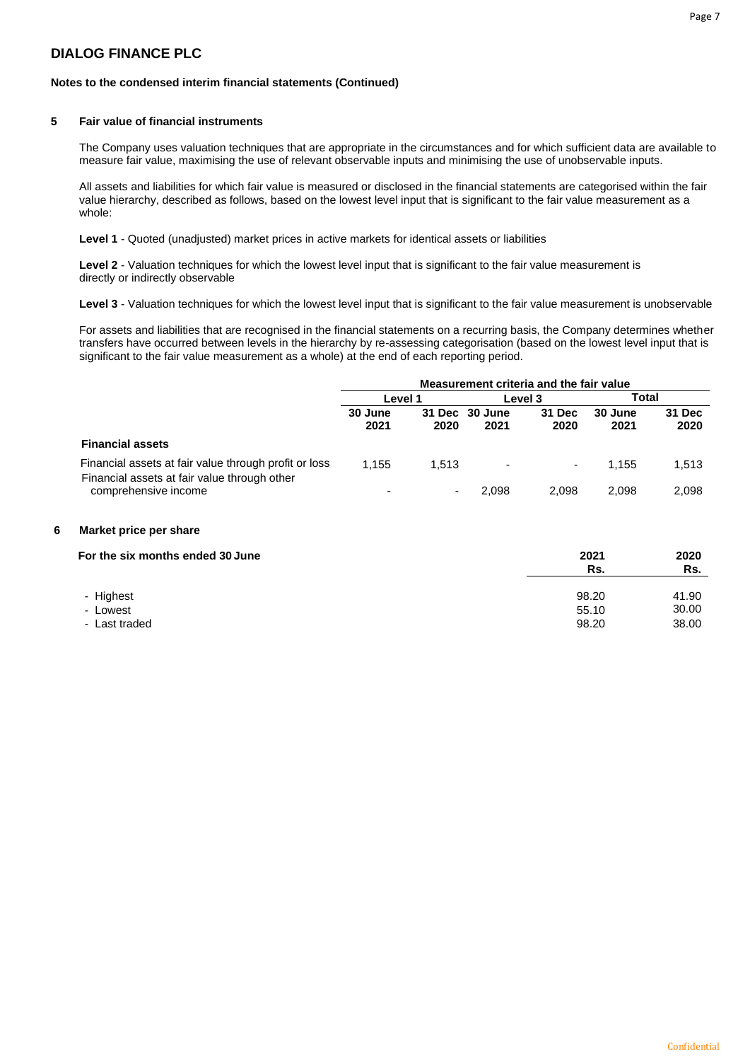# DIALOG FINANCE PLC

**Notes to the condensed interim financial statements (Continued)**

## 5 Fair value of financial instruments

The Company uses valuation techniques that are appropriate in the circumstances and for which sufficient data are available to measure fair value, maximising the use of relevant observable inputs and minimising the use of unobservable inputs.

All assets and liabilities for which fair value is measured or disclosed in the financial statements are categorised within the fair value hierarchy, described as follows, based on the lowest level input that is significant to the fair value measurement as a whole:

**Level 1** - Quoted (unadjusted) market prices in active markets for identical assets or liabilities

**Level 2** - Valuation techniques for which the lowest level input that is significant to the fair value measurement is directly or indirectly observable

**Level 3** - Valuation techniques for which the lowest level input that is significant to the fair value measurement is unobservable

For assets and liabilities that are recognised in the financial statements on a recurring basis, the Company determines whether transfers have occurred between levels in the hierarchy by re-assessing categorisation (based on the lowest level input that is significant to the fair value measurement as a whole) at the end of each reporting period.

| | Measurement criteria and the fair value | | | | | |
|---|---|---|---|---|---|---|
| | Level 1 | | Level 3 | | Total | |
| | 30 June 2021 | 31 Dec 2020 | 30 June 2021 | 31 Dec 2020 | 30 June 2021 | 31 Dec 2020 |
| **Financial assets** | | | | | | |
| Financial assets at fair value through profit or loss | 1,155 | 1,513 | - | - | 1,155 | 1,513 |
| Financial assets at fair value through other comprehensive income | - | - | 2,098 | 2,098 | 2,098 | 2,098 |

## 6 Market price per share

| For the six months ended 30 June | 2021 Rs. | 2020 Rs. |
|---|---|---|
| - Highest | 98.20 | 41.90 |
| - Lowest | 55.10 | 30.00 |
| - Last traded | 98.20 | 38.00 |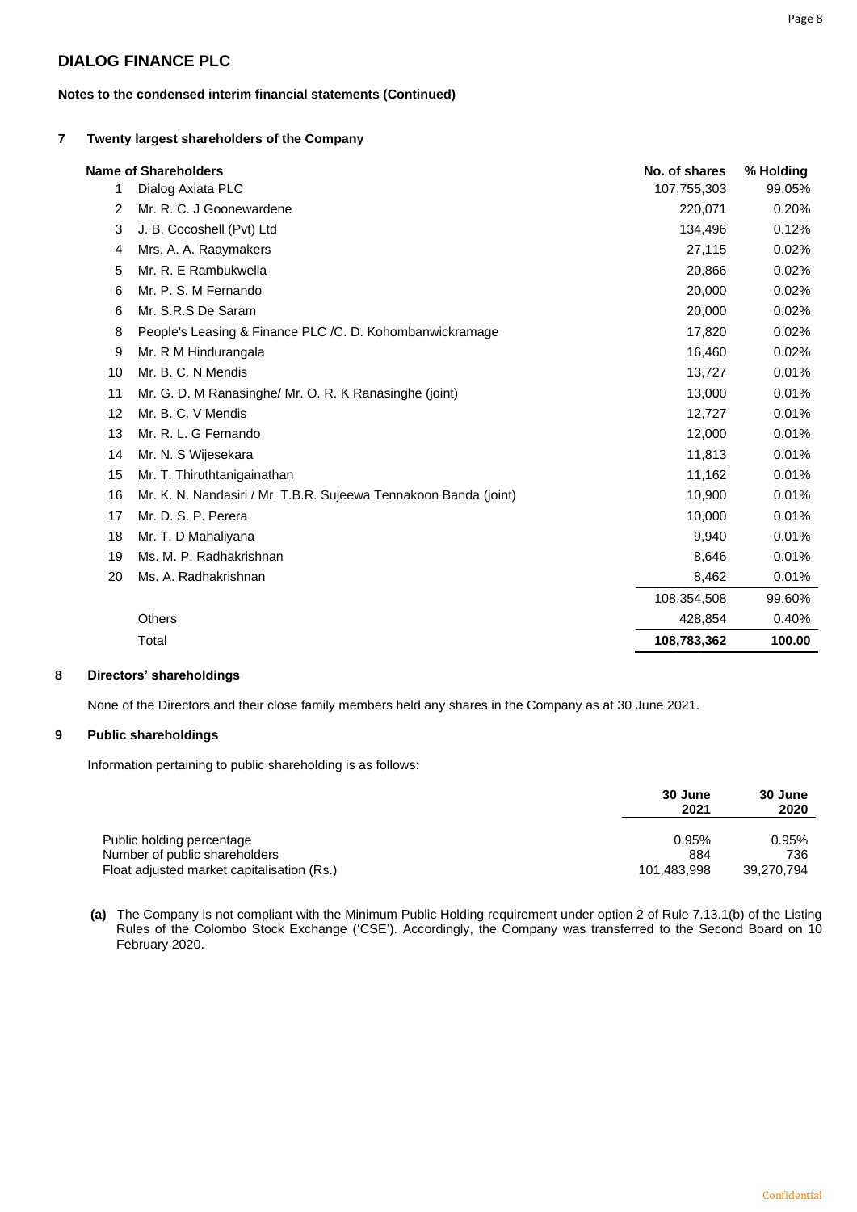# DIALOG FINANCE PLC

**Notes to the condensed interim financial statements (Continued)**

## 7 Twenty largest shareholders of the Company

| | Name of Shareholders | No. of shares | % Holding |
|---|---|---|---|
| 1 | Dialog Axiata PLC | 107,755,303 | 99.05% |
| 2 | Mr. R. C. J Goonewardene | 220,071 | 0.20% |
| 3 | J. B. Cocoshell (Pvt) Ltd | 134,496 | 0.12% |
| 4 | Mrs. A. A. Raaymakers | 27,115 | 0.02% |
| 5 | Mr. R. E Rambukwella | 20,866 | 0.02% |
| 6 | Mr. P. S. M Fernando | 20,000 | 0.02% |
| 6 | Mr. S.R.S De Saram | 20,000 | 0.02% |
| 8 | People's Leasing & Finance PLC /C. D. Kohombanwickramage | 17,820 | 0.02% |
| 9 | Mr. R M Hindurangala | 16,460 | 0.02% |
| 10 | Mr. B. C. N Mendis | 13,727 | 0.01% |
| 11 | Mr. G. D. M Ranasinghe/ Mr. O. R. K Ranasinghe (joint) | 13,000 | 0.01% |
| 12 | Mr. B. C. V Mendis | 12,727 | 0.01% |
| 13 | Mr. R. L. G Fernando | 12,000 | 0.01% |
| 14 | Mr. N. S Wijesekara | 11,813 | 0.01% |
| 15 | Mr. T. Thiruthtanigainathan | 11,162 | 0.01% |
| 16 | Mr. K. N. Nandasiri / Mr. T.B.R. Sujeewa Tennakoon Banda (joint) | 10,900 | 0.01% |
| 17 | Mr. D. S. P. Perera | 10,000 | 0.01% |
| 18 | Mr. T. D Mahaliyana | 9,940 | 0.01% |
| 19 | Ms. M. P. Radhakrishnan | 8,646 | 0.01% |
| 20 | Ms. A. Radhakrishnan | 8,462 | 0.01% |
| | | 108,354,508 | 99.60% |
| | Others | 428,854 | 0.40% |
| | Total | **108,783,362** | **100.00** |

## 8 Directors' shareholdings

None of the Directors and their close family members held any shares in the Company as at 30 June 2021.

## 9 Public shareholdings

Information pertaining to public shareholding is as follows:

| | 30 June 2021 | 30 June 2020 |
|---|---|---|
| Public holding percentage | 0.95% | 0.95% |
| Number of public shareholders | 884 | 736 |
| Float adjusted market capitalisation (Rs.) | 101,483,998 | 39,270,794 |

**(a)** The Company is not compliant with the Minimum Public Holding requirement under option 2 of Rule 7.13.1(b) of the Listing Rules of the Colombo Stock Exchange ('CSE'). Accordingly, the Company was transferred to the Second Board on 10 February 2020.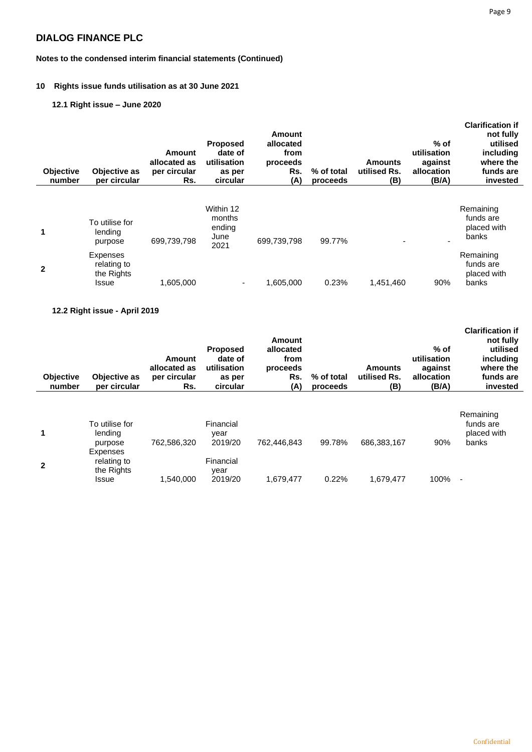## DIALOG FINANCE PLC

**Notes to the condensed interim financial statements (Continued)**

### 10 Rights issue funds utilisation as at 30 June 2021

#### 12.1 Right issue – June 2020

| Objective number | Objective as per circular | Amount allocated as per circular Rs. | Proposed date of utilisation as per circular | Amount allocated from proceeds Rs. (A) | % of total proceeds | Amounts utilised Rs. (B) | % of utilisation against allocation (B/A) | Clarification if not fully utilised including where the funds are invested |
|---|---|---|---|---|---|---|---|---|
| 1 | To utilise for lending purpose | 699,739,798 | Within 12 months ending June 2021 | 699,739,798 | 99.77% | - | - | Remaining funds are placed with banks |
| 2 | Expenses relating to the Rights Issue | 1,605,000 | - | 1,605,000 | 0.23% | 1,451,460 | 90% | Remaining funds are placed with banks |

#### 12.2 Right issue - April 2019

| Objective number | Objective as per circular | Amount allocated as per circular Rs. | Proposed date of utilisation as per circular | Amount allocated from proceeds Rs. (A) | % of total proceeds | Amounts utilised Rs. (B) | % of utilisation against allocation (B/A) | Clarification if not fully utilised including where the funds are invested |
|---|---|---|---|---|---|---|---|---|
| 1 | To utilise for lending purpose | 762,586,320 | Financial year 2019/20 | 762,446,843 | 99.78% | 686,383,167 | 90% | Remaining funds are placed with banks |
| 2 | Expenses relating to the Rights Issue | 1,540,000 | Financial year 2019/20 | 1,679,477 | 0.22% | 1,679,477 | 100% | - |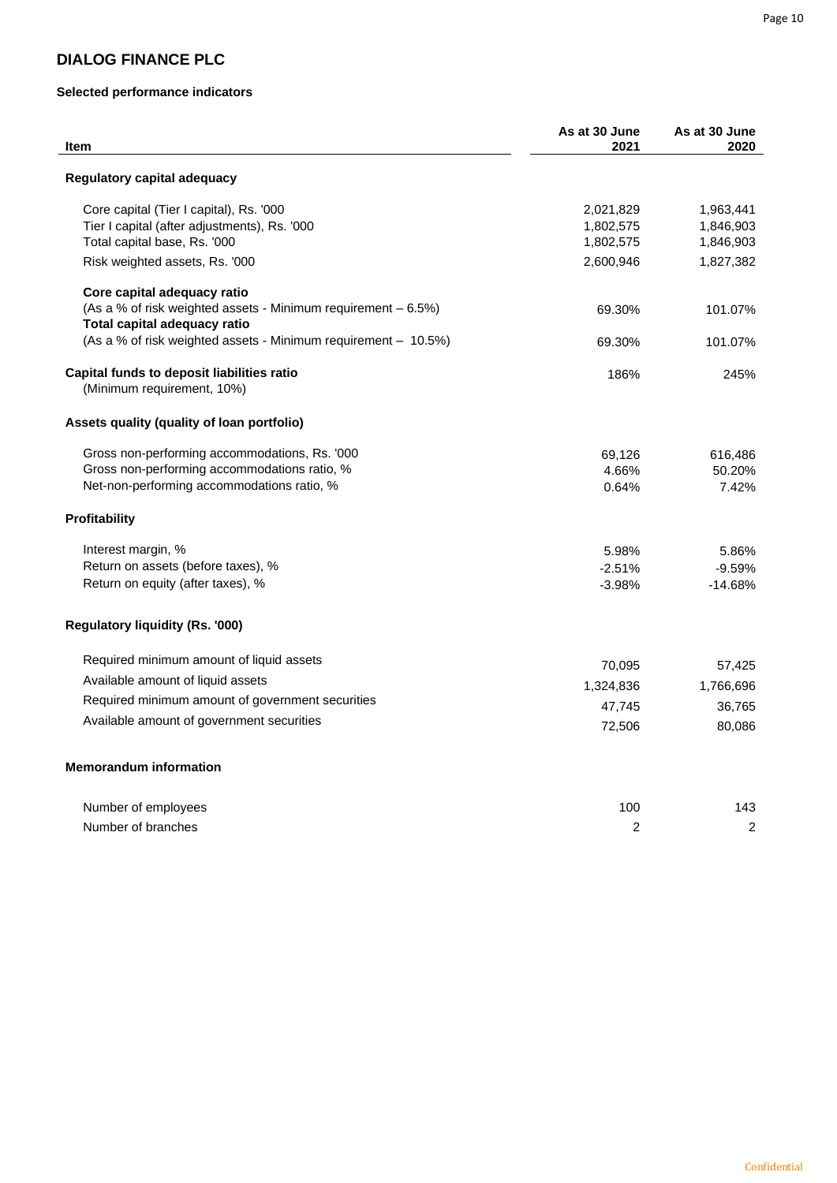## DIALOG FINANCE PLC

### Selected performance indicators

| Item | As at 30 June 2021 | As at 30 June 2020 |
|---|---|---|
| **Regulatory capital adequacy** | | |
| Core capital (Tier I capital), Rs. '000 | 2,021,829 | 1,963,441 |
| Tier I capital (after adjustments), Rs. '000 | 1,802,575 | 1,846,903 |
| Total capital base, Rs. '000 | 1,802,575 | 1,846,903 |
| Risk weighted assets, Rs. '000 | 2,600,946 | 1,827,382 |
| **Core capital adequacy ratio** (As a % of risk weighted assets - Minimum requirement – 6.5%) | 69.30% | 101.07% |
| **Total capital adequacy ratio** (As a % of risk weighted assets - Minimum requirement – 10.5%) | 69.30% | 101.07% |
| **Capital funds to deposit liabilities ratio** (Minimum requirement, 10%) | 186% | 245% |
| **Assets quality (quality of loan portfolio)** | | |
| Gross non-performing accommodations, Rs. '000 | 69,126 | 616,486 |
| Gross non-performing accommodations ratio, % | 4.66% | 50.20% |
| Net-non-performing accommodations ratio, % | 0.64% | 7.42% |
| **Profitability** | | |
| Interest margin, % | 5.98% | 5.86% |
| Return on assets (before taxes), % | -2.51% | -9.59% |
| Return on equity (after taxes), % | -3.98% | -14.68% |
| **Regulatory liquidity (Rs. '000)** | | |
| Required minimum amount of liquid assets | 70,095 | 57,425 |
| Available amount of liquid assets | 1,324,836 | 1,766,696 |
| Required minimum amount of government securities | 47,745 | 36,765 |
| Available amount of government securities | 72,506 | 80,086 |
| **Memorandum information** | | |
| Number of employees | 100 | 143 |
| Number of branches | 2 | 2 |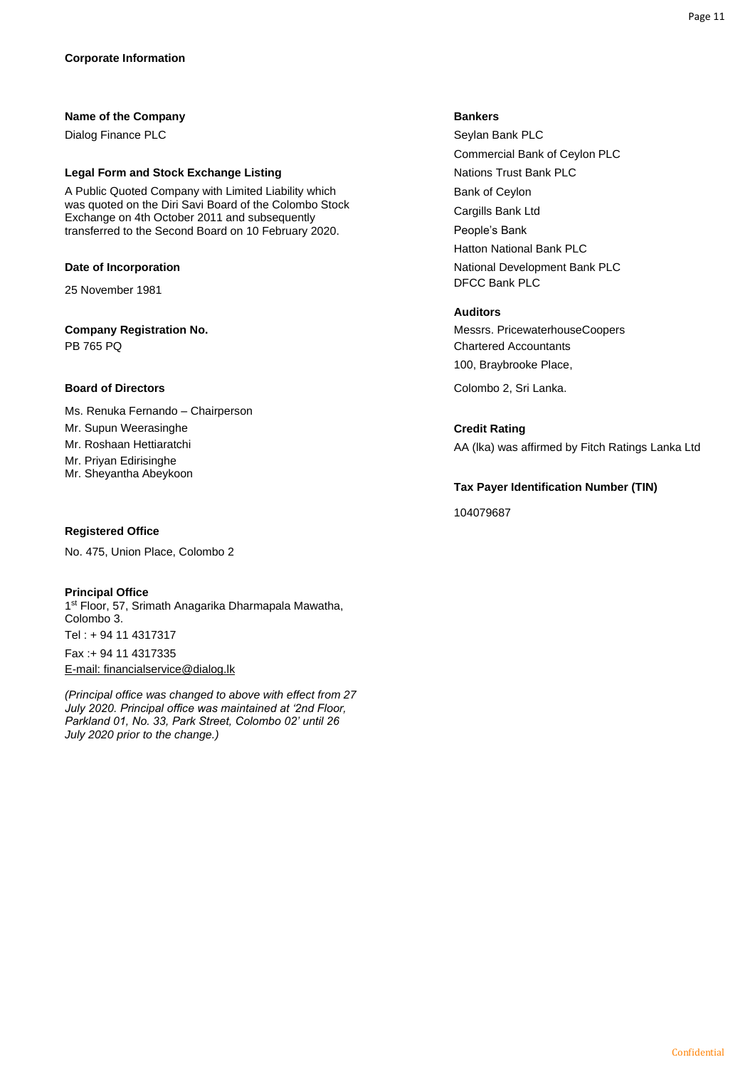## Corporate Information

**Name of the Company**

Dialog Finance PLC

**Legal Form and Stock Exchange Listing**

A Public Quoted Company with Limited Liability which was quoted on the Diri Savi Board of the Colombo Stock Exchange on 4th October 2011 and subsequently transferred to the Second Board on 10 February 2020.

**Date of Incorporation**

25 November 1981

**Company Registration No.**

PB 765 PQ

**Board of Directors**

Ms. Renuka Fernando – Chairperson
Mr. Supun Weerasinghe
Mr. Roshaan Hettiaratchi
Mr. Priyan Edirisinghe
Mr. Sheyantha Abeykoon

**Registered Office**

No. 475, Union Place, Colombo 2

**Principal Office**

1st Floor, 57, Srimath Anagarika Dharmapala Mawatha, Colombo 3.
Tel : + 94 11 4317317
Fax :+ 94 11 4317335
E-mail: financialservice@dialog.lk

*(Principal office was changed to above with effect from 27 July 2020. Principal office was maintained at '2nd Floor, Parkland 01, No. 33, Park Street, Colombo 02' until 26 July 2020 prior to the change.)*

**Bankers**

Seylan Bank PLC
Commercial Bank of Ceylon PLC
Nations Trust Bank PLC
Bank of Ceylon
Cargills Bank Ltd
People's Bank
Hatton National Bank PLC
National Development Bank PLC
DFCC Bank PLC

**Auditors**

Messrs. PricewaterhouseCoopers
Chartered Accountants
100, Braybrooke Place,
Colombo 2, Sri Lanka.

**Credit Rating**

AA (lka) was affirmed by Fitch Ratings Lanka Ltd

**Tax Payer Identification Number (TIN)**

104079687